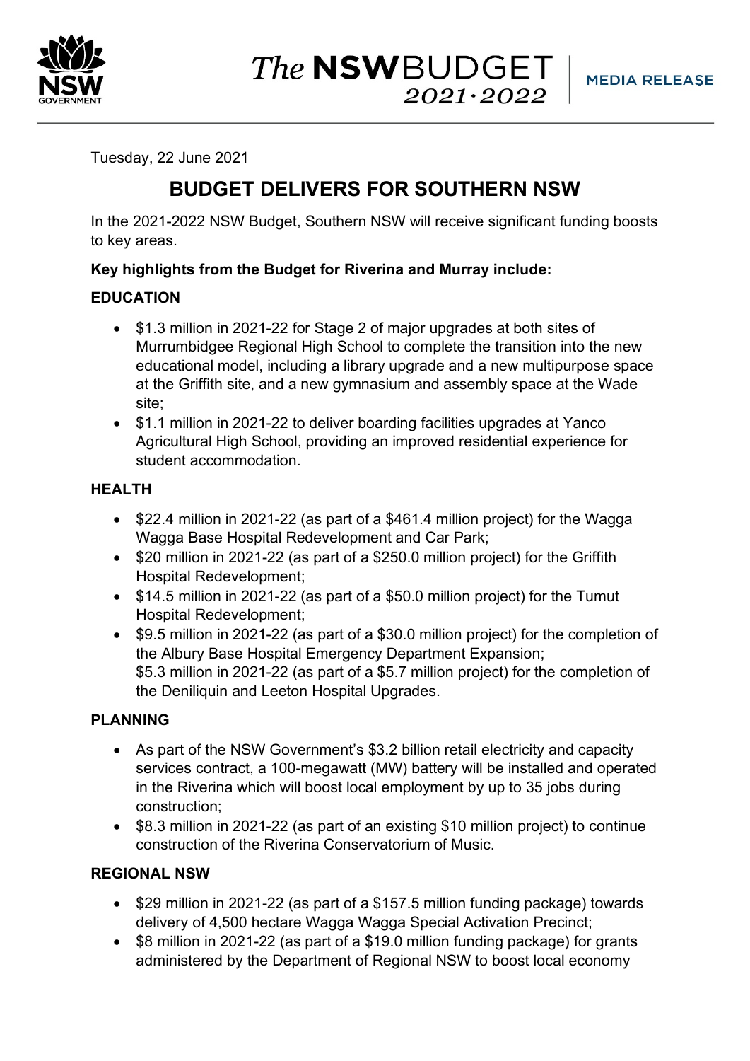Tuesday, 22 June 2021

# BUDGET DELIVERS FOR SOUTHERN NSW

In the 2021-2022 NSW Budget, Southern NSW will receive significant funding boosts to key areas.

**Key highlights from the Budget for Riverina and Murray include:**

## EDUCATION

- $1.3 million in 2021-22 for Stage 2 of major upgrades at both sites of Murrumbidgee Regional High School to complete the transition into the new educational model, including a library upgrade and a new multipurpose space at the Griffith site, and a new gymnasium and assembly space at the Wade site;
- $1.1 million in 2021-22 to deliver boarding facilities upgrades at Yanco Agricultural High School, providing an improved residential experience for student accommodation.

## HEALTH

- $22.4 million in 2021-22 (as part of a $461.4 million project) for the Wagga Wagga Base Hospital Redevelopment and Car Park;
- $20 million in 2021-22 (as part of a $250.0 million project) for the Griffith Hospital Redevelopment;
- $14.5 million in 2021-22 (as part of a $50.0 million project) for the Tumut Hospital Redevelopment;
- $9.5 million in 2021-22 (as part of a $30.0 million project) for the completion of the Albury Base Hospital Emergency Department Expansion;
  $5.3 million in 2021-22 (as part of a $5.7 million project) for the completion of the Deniliquin and Leeton Hospital Upgrades.

## PLANNING

- As part of the NSW Government's $3.2 billion retail electricity and capacity services contract, a 100-megawatt (MW) battery will be installed and operated in the Riverina which will boost local employment by up to 35 jobs during construction;
- $8.3 million in 2021-22 (as part of an existing $10 million project) to continue construction of the Riverina Conservatorium of Music.

## REGIONAL NSW

- $29 million in 2021-22 (as part of a $157.5 million funding package) towards delivery of 4,500 hectare Wagga Wagga Special Activation Precinct;
- $8 million in 2021-22 (as part of a $19.0 million funding package) for grants administered by the Department of Regional NSW to boost local economy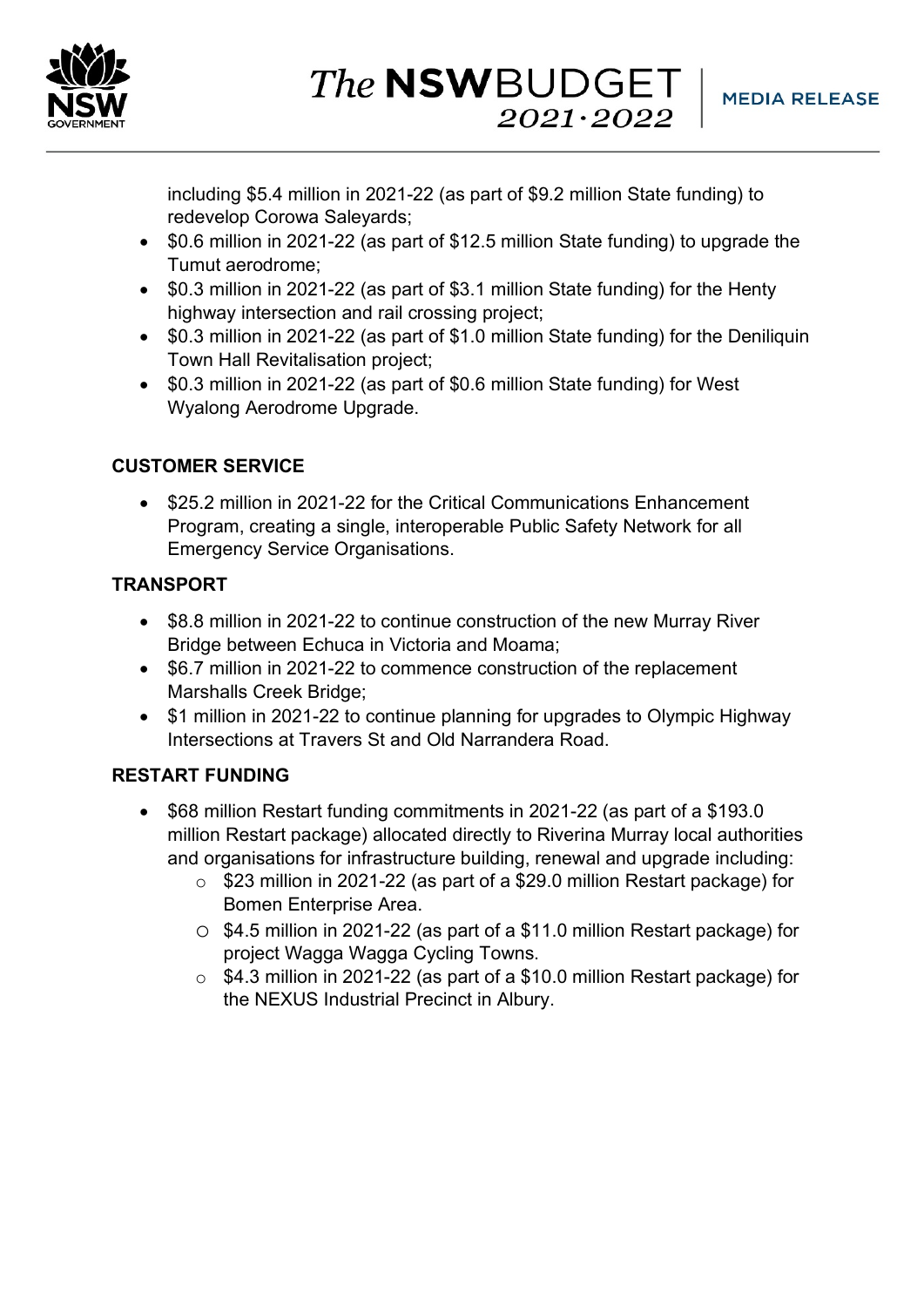including $5.4 million in 2021-22 (as part of $9.2 million State funding) to redevelop Corowa Saleyards;

- $0.6 million in 2021-22 (as part of $12.5 million State funding) to upgrade the Tumut aerodrome;
- $0.3 million in 2021-22 (as part of $3.1 million State funding) for the Henty highway intersection and rail crossing project;
- $0.3 million in 2021-22 (as part of $1.0 million State funding) for the Deniliquin Town Hall Revitalisation project;
- $0.3 million in 2021-22 (as part of $0.6 million State funding) for West Wyalong Aerodrome Upgrade.

**CUSTOMER SERVICE**

- $25.2 million in 2021-22 for the Critical Communications Enhancement Program, creating a single, interoperable Public Safety Network for all Emergency Service Organisations.

**TRANSPORT**

- $8.8 million in 2021-22 to continue construction of the new Murray River Bridge between Echuca in Victoria and Moama;
- $6.7 million in 2021-22 to commence construction of the replacement Marshalls Creek Bridge;
- $1 million in 2021-22 to continue planning for upgrades to Olympic Highway Intersections at Travers St and Old Narrandera Road.

**RESTART FUNDING**

- $68 million Restart funding commitments in 2021-22 (as part of a $193.0 million Restart package) allocated directly to Riverina Murray local authorities and organisations for infrastructure building, renewal and upgrade including:
    - $23 million in 2021-22 (as part of a $29.0 million Restart package) for Bomen Enterprise Area.
    - $4.5 million in 2021-22 (as part of a $11.0 million Restart package) for project Wagga Wagga Cycling Towns.
    - $4.3 million in 2021-22 (as part of a $10.0 million Restart package) for the NEXUS Industrial Precinct in Albury.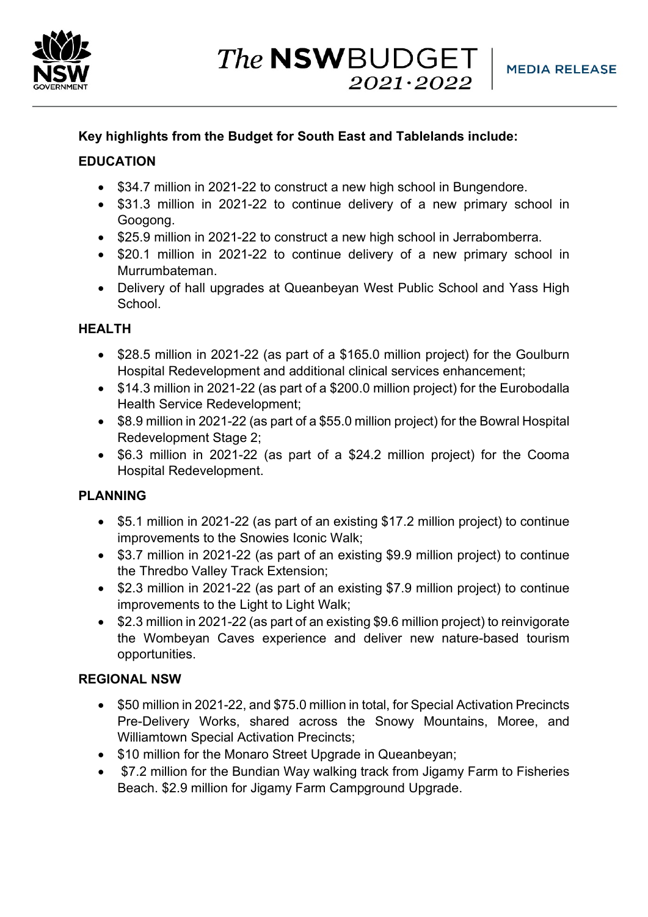**Key highlights from the Budget for South East and Tablelands include:**

**EDUCATION**

- $34.7 million in 2021-22 to construct a new high school in Bungendore.
- $31.3 million in 2021-22 to continue delivery of a new primary school in Googong.
- $25.9 million in 2021-22 to construct a new high school in Jerrabomberra.
- $20.1 million in 2021-22 to continue delivery of a new primary school in Murrumbateman.
- Delivery of hall upgrades at Queanbeyan West Public School and Yass High School.

**HEALTH**

- $28.5 million in 2021-22 (as part of a $165.0 million project) for the Goulburn Hospital Redevelopment and additional clinical services enhancement;
- $14.3 million in 2021-22 (as part of a $200.0 million project) for the Eurobodalla Health Service Redevelopment;
- $8.9 million in 2021-22 (as part of a $55.0 million project) for the Bowral Hospital Redevelopment Stage 2;
- $6.3 million in 2021-22 (as part of a $24.2 million project) for the Cooma Hospital Redevelopment.

**PLANNING**

- $5.1 million in 2021-22 (as part of an existing $17.2 million project) to continue improvements to the Snowies Iconic Walk;
- $3.7 million in 2021-22 (as part of an existing $9.9 million project) to continue the Thredbo Valley Track Extension;
- $2.3 million in 2021-22 (as part of an existing $7.9 million project) to continue improvements to the Light to Light Walk;
- $2.3 million in 2021-22 (as part of an existing $9.6 million project) to reinvigorate the Wombeyan Caves experience and deliver new nature-based tourism opportunities.

**REGIONAL NSW**

- $50 million in 2021-22, and $75.0 million in total, for Special Activation Precincts Pre-Delivery Works, shared across the Snowy Mountains, Moree, and Williamtown Special Activation Precincts;
- $10 million for the Monaro Street Upgrade in Queanbeyan;
- $7.2 million for the Bundian Way walking track from Jigamy Farm to Fisheries Beach. $2.9 million for Jigamy Farm Campground Upgrade.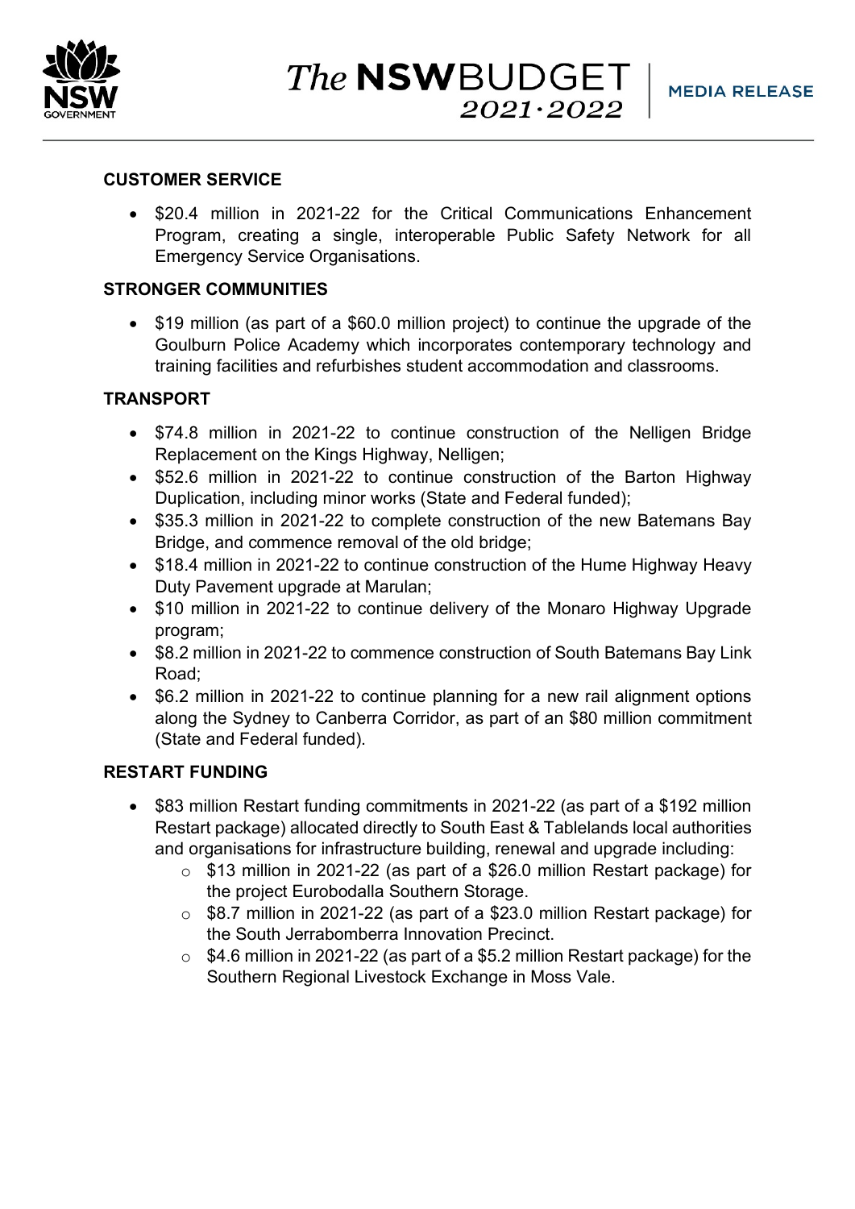## CUSTOMER SERVICE

- $20.4 million in 2021-22 for the Critical Communications Enhancement Program, creating a single, interoperable Public Safety Network for all Emergency Service Organisations.

## STRONGER COMMUNITIES

- $19 million (as part of a $60.0 million project) to continue the upgrade of the Goulburn Police Academy which incorporates contemporary technology and training facilities and refurbishes student accommodation and classrooms.

## TRANSPORT

- $74.8 million in 2021-22 to continue construction of the Nelligen Bridge Replacement on the Kings Highway, Nelligen;
- $52.6 million in 2021-22 to continue construction of the Barton Highway Duplication, including minor works (State and Federal funded);
- $35.3 million in 2021-22 to complete construction of the new Batemans Bay Bridge, and commence removal of the old bridge;
- $18.4 million in 2021-22 to continue construction of the Hume Highway Heavy Duty Pavement upgrade at Marulan;
- $10 million in 2021-22 to continue delivery of the Monaro Highway Upgrade program;
- $8.2 million in 2021-22 to commence construction of South Batemans Bay Link Road;
- $6.2 million in 2021-22 to continue planning for a new rail alignment options along the Sydney to Canberra Corridor, as part of an $80 million commitment (State and Federal funded).

## RESTART FUNDING

- $83 million Restart funding commitments in 2021-22 (as part of a $192 million Restart package) allocated directly to South East & Tablelands local authorities and organisations for infrastructure building, renewal and upgrade including:
  - $13 million in 2021-22 (as part of a $26.0 million Restart package) for the project Eurobodalla Southern Storage.
  - $8.7 million in 2021-22 (as part of a $23.0 million Restart package) for the South Jerrabomberra Innovation Precinct.
  - $4.6 million in 2021-22 (as part of a $5.2 million Restart package) for the Southern Regional Livestock Exchange in Moss Vale.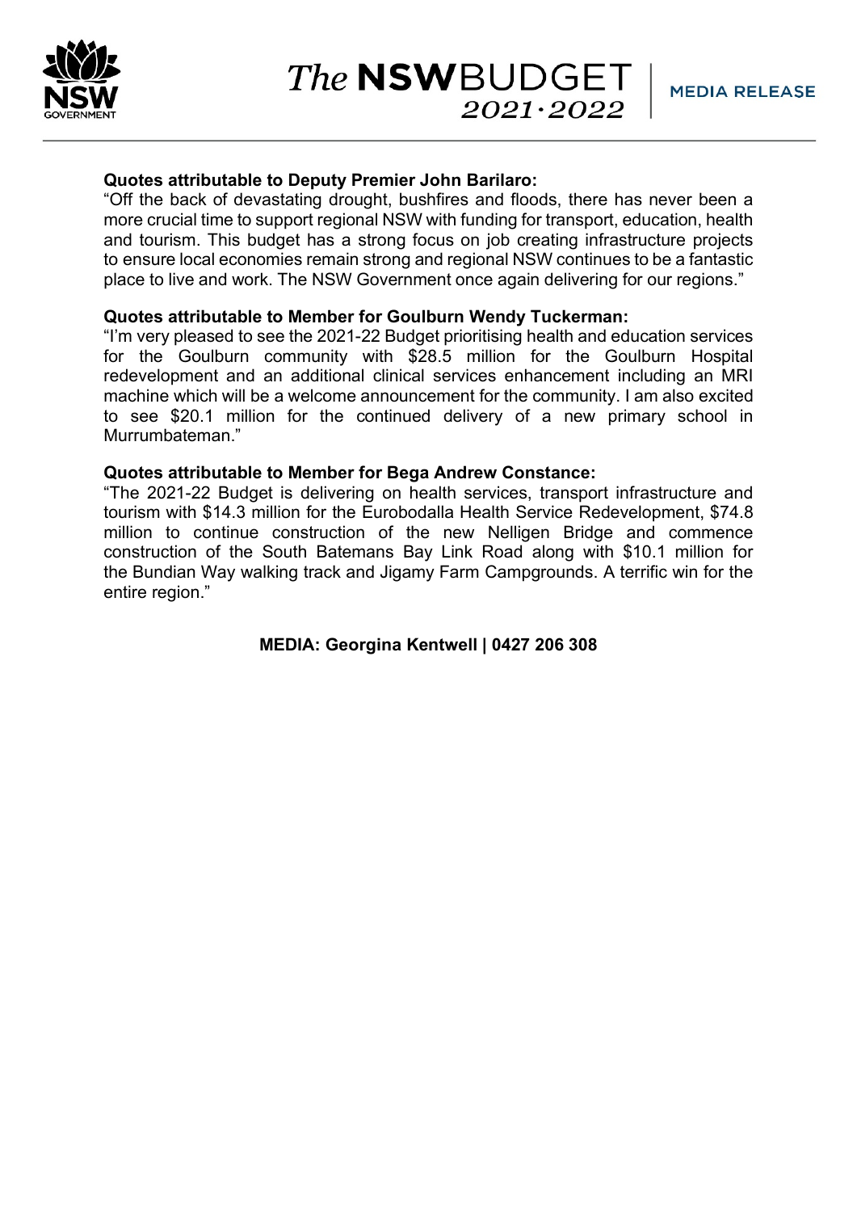**Quotes attributable to Deputy Premier John Barilaro:**

"Off the back of devastating drought, bushfires and floods, there has never been a more crucial time to support regional NSW with funding for transport, education, health and tourism. This budget has a strong focus on job creating infrastructure projects to ensure local economies remain strong and regional NSW continues to be a fantastic place to live and work. The NSW Government once again delivering for our regions."

**Quotes attributable to Member for Goulburn Wendy Tuckerman:**

"I'm very pleased to see the 2021-22 Budget prioritising health and education services for the Goulburn community with $28.5 million for the Goulburn Hospital redevelopment and an additional clinical services enhancement including an MRI machine which will be a welcome announcement for the community. I am also excited to see $20.1 million for the continued delivery of a new primary school in Murrumbateman."

**Quotes attributable to Member for Bega Andrew Constance:**

"The 2021-22 Budget is delivering on health services, transport infrastructure and tourism with $14.3 million for the Eurobodalla Health Service Redevelopment, $74.8 million to continue construction of the new Nelligen Bridge and commence construction of the South Batemans Bay Link Road along with $10.1 million for the Bundian Way walking track and Jigamy Farm Campgrounds. A terrific win for the entire region."

**MEDIA: Georgina Kentwell | 0427 206 308**